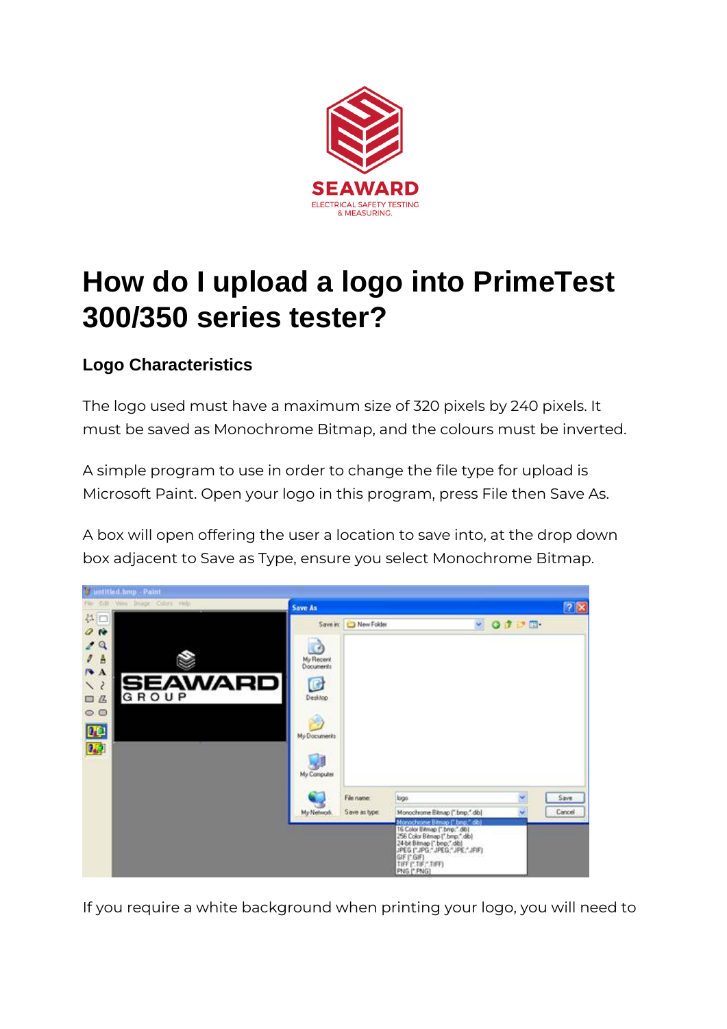SEAWARD
ELECTRICAL SAFETY TESTING & MEASURING.

# How do I upload a logo into PrimeTest 300/350 series tester?

### Logo Characteristics

The logo used must have a maximum size of 320 pixels by 240 pixels. It must be saved as Monochrome Bitmap, and the colours must be inverted.

A simple program to use in order to change the file type for upload is Microsoft Paint. Open your logo in this program, press File then Save As.

A box will open offering the user a location to save into, at the drop down box adjacent to Save as Type, ensure you select Monochrome Bitmap.

If you require a white background when printing your logo, you will need to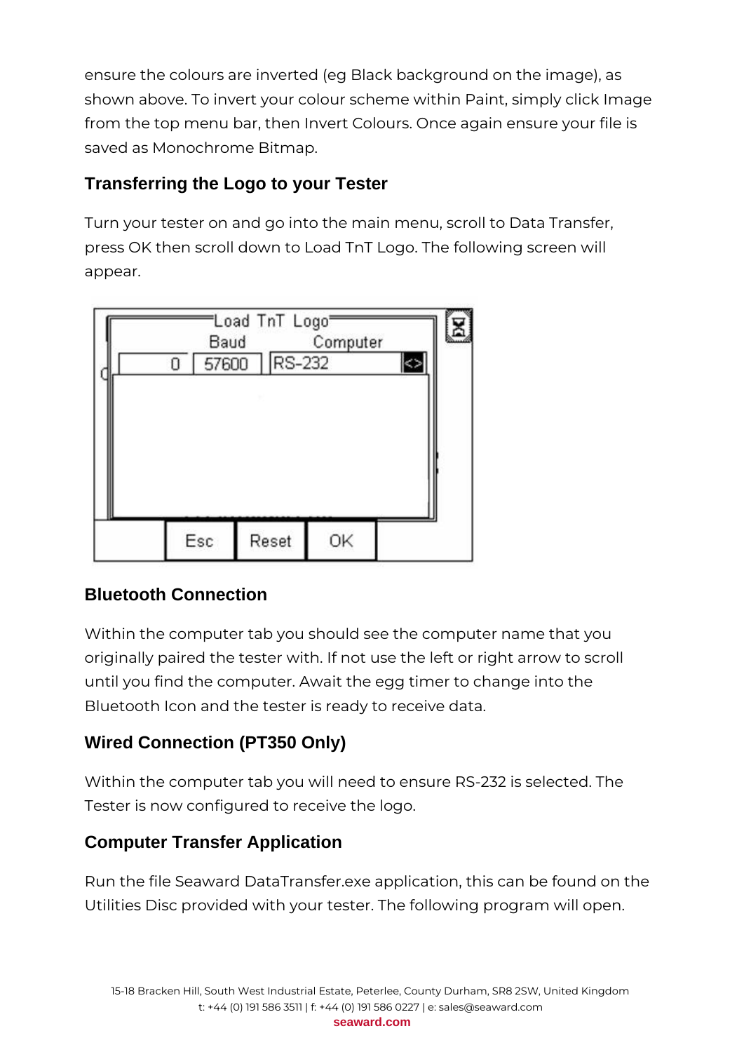ensure the colours are inverted (eg Black background on the image), as shown above. To invert your colour scheme within Paint, simply click Image from the top menu bar, then Invert Colours. Once again ensure your file is saved as Monochrome Bitmap.

## Transferring the Logo to your Tester

Turn your tester on and go into the main menu, scroll to Data Transfer, press OK then scroll down to Load TnT Logo. The following screen will appear.

## Bluetooth Connection

Within the computer tab you should see the computer name that you originally paired the tester with. If not use the left or right arrow to scroll until you find the computer. Await the egg timer to change into the Bluetooth Icon and the tester is ready to receive data.

## Wired Connection (PT350 Only)

Within the computer tab you will need to ensure RS-232 is selected. The Tester is now configured to receive the logo.

## Computer Transfer Application

Run the file Seaward DataTransfer.exe application, this can be found on the Utilities Disc provided with your tester. The following program will open.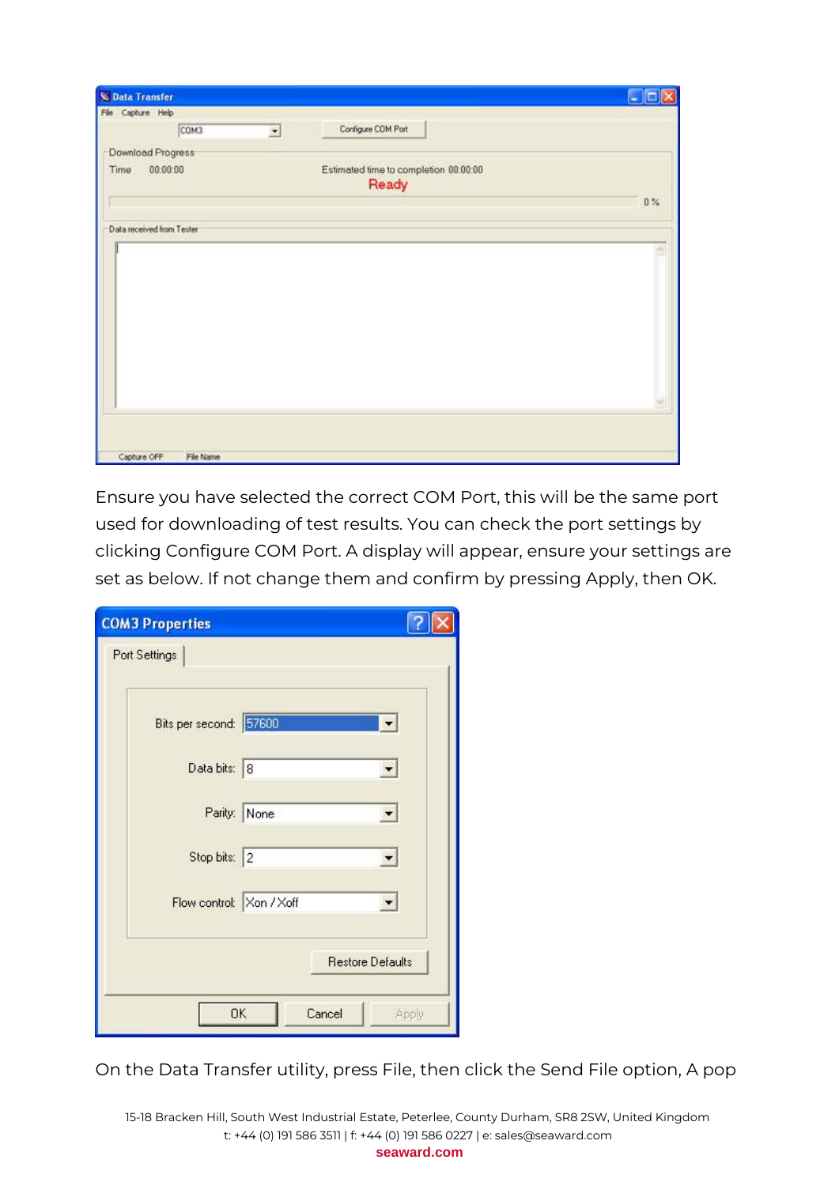Ensure you have selected the correct COM Port, this will be the same port used for downloading of test results. You can check the port settings by clicking Configure COM Port. A display will appear, ensure your settings are set as below. If not change them and confirm by pressing Apply, then OK.

On the Data Transfer utility, press File, then click the Send File option, A pop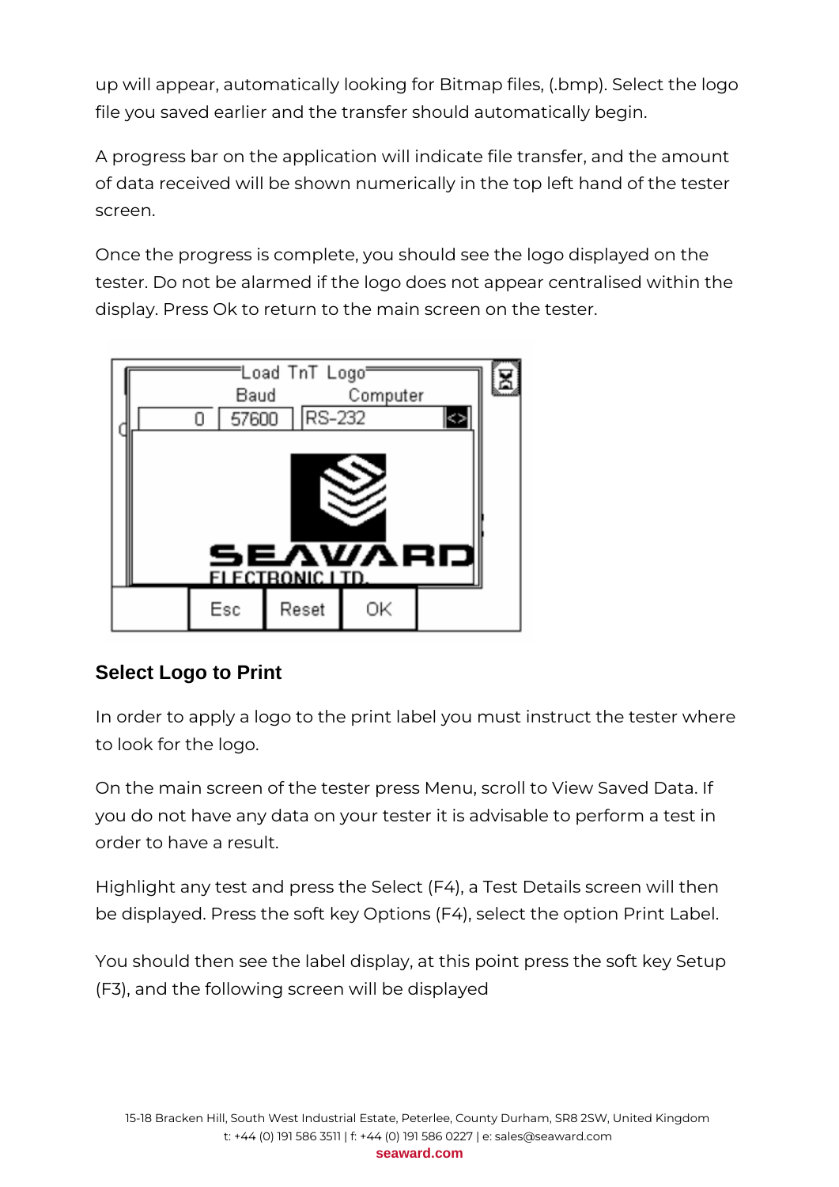up will appear, automatically looking for Bitmap files, (.bmp). Select the logo file you saved earlier and the transfer should automatically begin.

A progress bar on the application will indicate file transfer, and the amount of data received will be shown numerically in the top left hand of the tester screen.

Once the progress is complete, you should see the logo displayed on the tester. Do not be alarmed if the logo does not appear centralised within the display. Press Ok to return to the main screen on the tester.

## Select Logo to Print

In order to apply a logo to the print label you must instruct the tester where to look for the logo.

On the main screen of the tester press Menu, scroll to View Saved Data. If you do not have any data on your tester it is advisable to perform a test in order to have a result.

Highlight any test and press the Select (F4), a Test Details screen will then be displayed. Press the soft key Options (F4), select the option Print Label.

You should then see the label display, at this point press the soft key Setup (F3), and the following screen will be displayed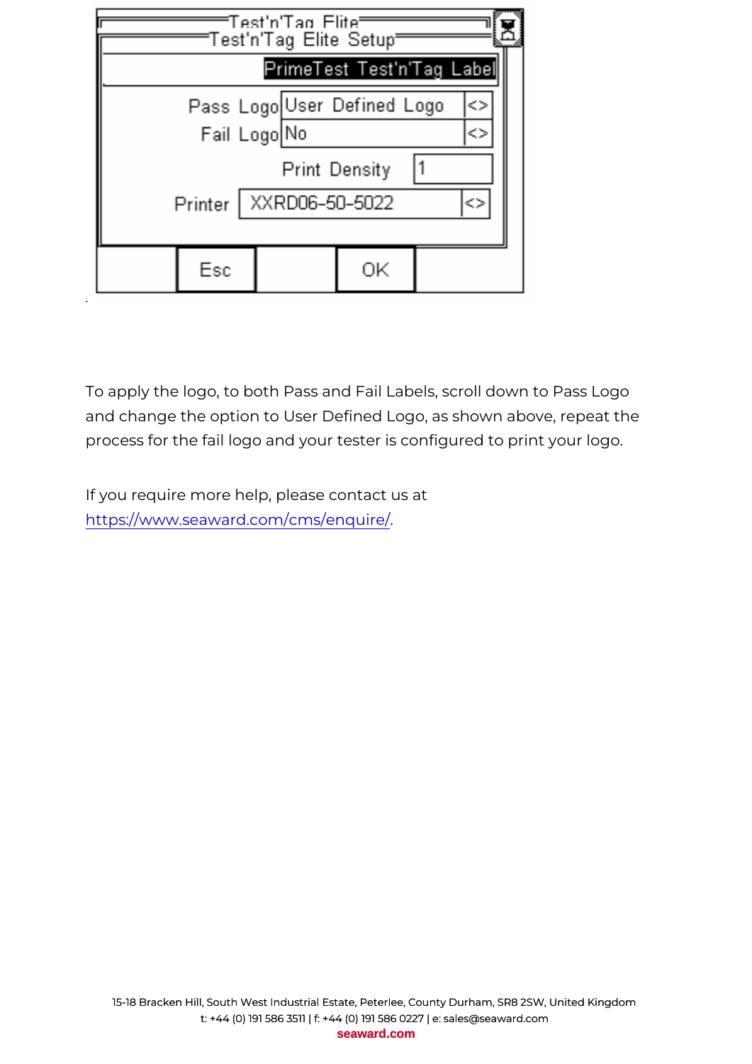Test'n'Tag Elite

Test'n'Tag Elite Setup

PrimeTest Test'n'Tag Label

Pass Logo User Defined Logo <>

Fail Logo No <>

Print Density 1

Printer XXRD06-50-5022 <>

Esc OK

To apply the logo, to both Pass and Fail Labels, scroll down to Pass Logo and change the option to User Defined Logo, as shown above, repeat the process for the fail logo and your tester is configured to print your logo.

If you require more help, please contact us at [https://www.seaward.com/cms/enquire/](https://www.seaward.com/cms/enquire/).